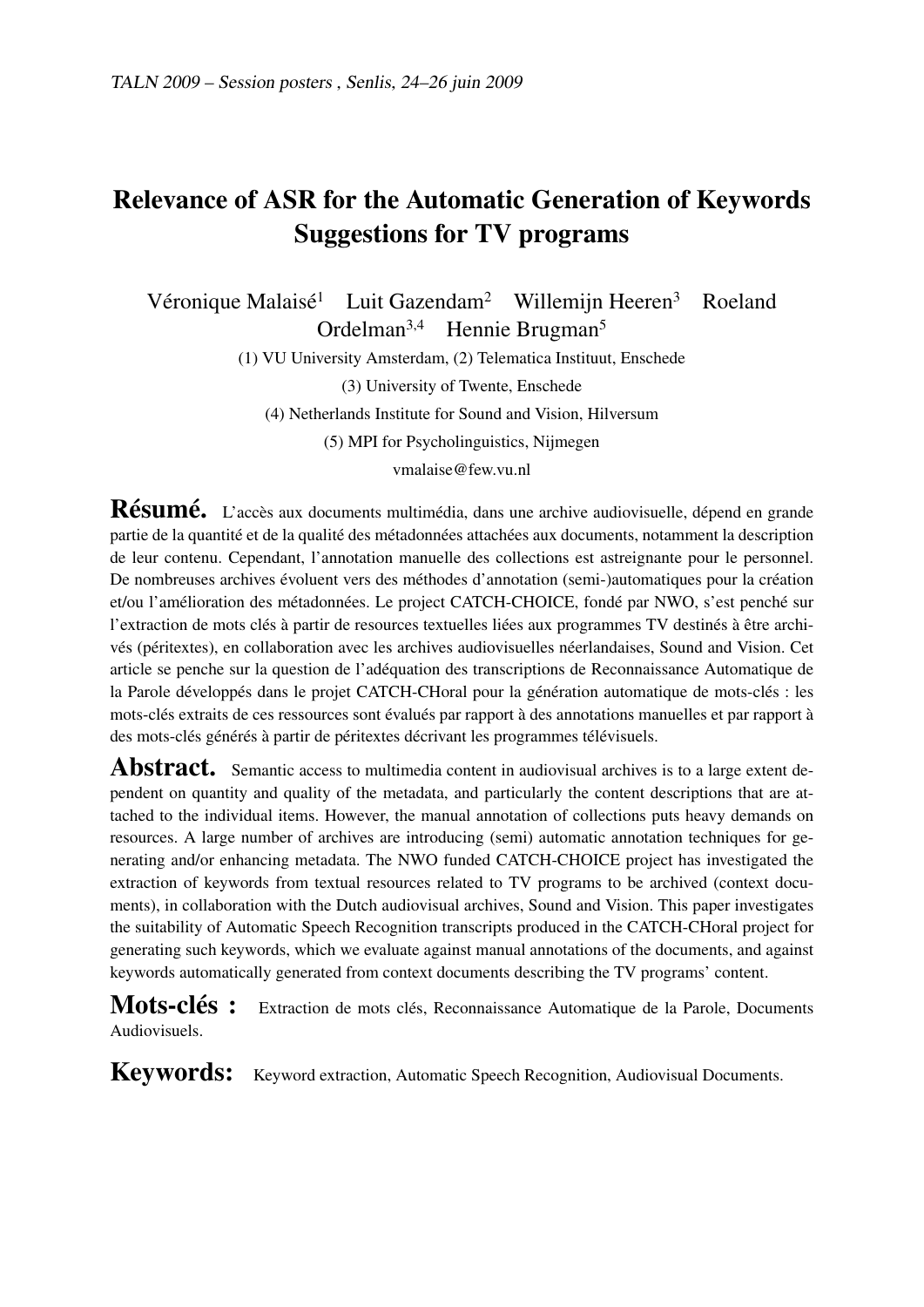# Relevance of ASR for the Automatic Generation of Keywords Suggestions for TV programs

Véronique Malaisé[1] Luit Gazendam[2] Willemijn Heeren[3] Roeland Ordelman[3,4] Hennie Brugman[5]

(1) VU University Amsterdam, (2) Telematica Instituut, Enschede

(3) University of Twente, Enschede

(4) Netherlands Institute for Sound and Vision, Hilversum

(5) MPI for Psycholinguistics, Nijmegen

vmalaise@few.vu.nl

**Résumé.** L'accès aux documents multimédia, dans une archive audiovisuelle, dépend en grande partie de la quantité et de la qualité des métadonnées attachées aux documents, notamment la description de leur contenu. Cependant, l'annotation manuelle des collections est astreignante pour le personnel. De nombreuses archives évoluent vers des méthodes d'annotation (semi-)automatiques pour la création et/ou l'amélioration des métadonnées. Le project CATCH-CHOICE, fondé par NWO, s'est penché sur l'extraction de mots clés à partir de resources textuelles liées aux programmes TV destinés à être archivés (péritextes), en collaboration avec les archives audiovisuelles néerlandaises, Sound and Vision. Cet article se penche sur la question de l'adéquation des transcriptions de Reconnaissance Automatique de la Parole développés dans le projet CATCH-CHoral pour la génération automatique de mots-clés : les mots-clés extraits de ces ressources sont évalués par rapport à des annotations manuelles et par rapport à des mots-clés générés à partir de péritextes décrivant les programmes télévisuels.

**Abstract.** Semantic access to multimedia content in audiovisual archives is to a large extent dependent on quantity and quality of the metadata, and particularly the content descriptions that are attached to the individual items. However, the manual annotation of collections puts heavy demands on resources. A large number of archives are introducing (semi) automatic annotation techniques for generating and/or enhancing metadata. The NWO funded CATCH-CHOICE project has investigated the extraction of keywords from textual resources related to TV programs to be archived (context documents), in collaboration with the Dutch audiovisual archives, Sound and Vision. This paper investigates the suitability of Automatic Speech Recognition transcripts produced in the CATCH-CHoral project for generating such keywords, which we evaluate against manual annotations of the documents, and against keywords automatically generated from context documents describing the TV programs' content.

**Mots-clés :** Extraction de mots clés, Reconnaissance Automatique de la Parole, Documents Audiovisuels.

**Keywords:** Keyword extraction, Automatic Speech Recognition, Audiovisual Documents.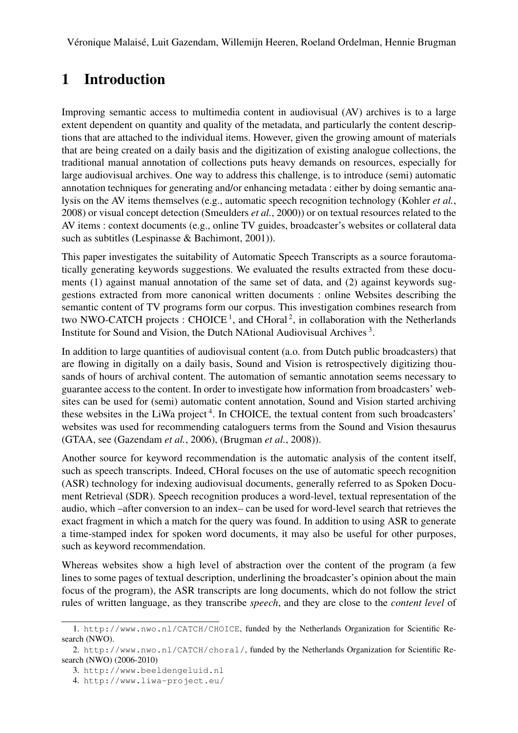# 1 Introduction

Improving semantic access to multimedia content in audiovisual (AV) archives is to a large extent dependent on quantity and quality of the metadata, and particularly the content descriptions that are attached to the individual items. However, given the growing amount of materials that are being created on a daily basis and the digitization of existing analogue collections, the traditional manual annotation of collections puts heavy demands on resources, especially for large audiovisual archives. One way to address this challenge, is to introduce (semi) automatic annotation techniques for generating and/or enhancing metadata : either by doing semantic analysis on the AV items themselves (e.g., automatic speech recognition technology (Kohler *et al.*, 2008) or visual concept detection (Smeulders *et al.*, 2000)) or on textual resources related to the AV items : context documents (e.g., online TV guides, broadcaster's websites or collateral data such as subtitles (Lespinasse & Bachimont, 2001)).

This paper investigates the suitability of Automatic Speech Transcripts as a source forautomatically generating keywords suggestions. We evaluated the results extracted from these documents (1) against manual annotation of the same set of data, and (2) against keywords suggestions extracted from more canonical written documents : online Websites describing the semantic content of TV programs form our corpus. This investigation combines research from two NWO-CATCH projects : CHOICE [1], and CHoral [2], in collaboration with the Netherlands Institute for Sound and Vision, the Dutch NAtional Audiovisual Archives [3].

In addition to large quantities of audiovisual content (a.o. from Dutch public broadcasters) that are flowing in digitally on a daily basis, Sound and Vision is retrospectively digitizing thousands of hours of archival content. The automation of semantic annotation seems necessary to guarantee access to the content. In order to investigate how information from broadcasters' websites can be used for (semi) automatic content annotation, Sound and Vision started archiving these websites in the LiWa project [4]. In CHOICE, the textual content from such broadcasters' websites was used for recommending cataloguers terms from the Sound and Vision thesaurus (GTAA, see (Gazendam *et al.*, 2006), (Brugman *et al.*, 2008)).

Another source for keyword recommendation is the automatic analysis of the content itself, such as speech transcripts. Indeed, CHoral focuses on the use of automatic speech recognition (ASR) technology for indexing audiovisual documents, generally referred to as Spoken Document Retrieval (SDR). Speech recognition produces a word-level, textual representation of the audio, which –after conversion to an index– can be used for word-level search that retrieves the exact fragment in which a match for the query was found. In addition to using ASR to generate a time-stamped index for spoken word documents, it may also be useful for other purposes, such as keyword recommendation.

Whereas websites show a high level of abstraction over the content of the program (a few lines to some pages of textual description, underlining the broadcaster's opinion about the main focus of the program), the ASR transcripts are long documents, which do not follow the strict rules of written language, as they transcribe *speech*, and they are close to the *content level* of

1. http://www.nwo.nl/CATCH/CHOICE, funded by the Netherlands Organization for Scientific Research (NWO).

2. http://www.nwo.nl/CATCH/choral/, funded by the Netherlands Organization for Scientific Research (NWO) (2006-2010)

3. http://www.beeldengeluid.nl

4. http://www.liwa-project.eu/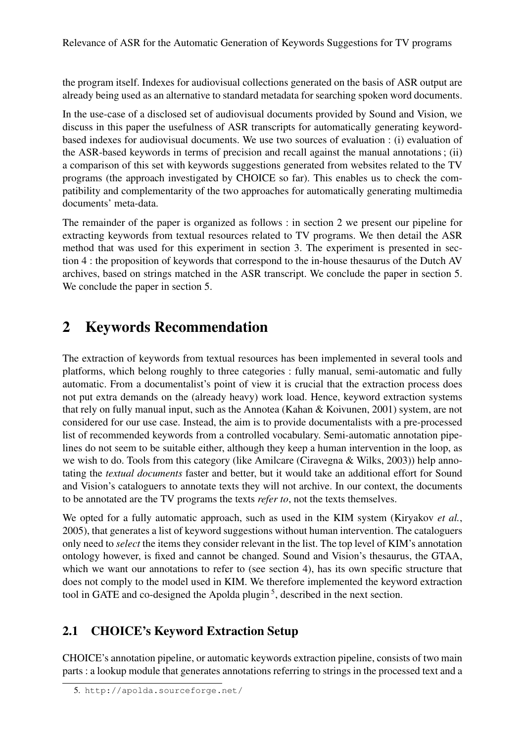the program itself. Indexes for audiovisual collections generated on the basis of ASR output are already being used as an alternative to standard metadata for searching spoken word documents.

In the use-case of a disclosed set of audiovisual documents provided by Sound and Vision, we discuss in this paper the usefulness of ASR transcripts for automatically generating keyword-based indexes for audiovisual documents. We use two sources of evaluation : (i) evaluation of the ASR-based keywords in terms of precision and recall against the manual annotations ; (ii) a comparison of this set with keywords suggestions generated from websites related to the TV programs (the approach investigated by CHOICE so far). This enables us to check the compatibility and complementarity of the two approaches for automatically generating multimedia documents' meta-data.

The remainder of the paper is organized as follows : in section 2 we present our pipeline for extracting keywords from textual resources related to TV programs. We then detail the ASR method that was used for this experiment in section 3. The experiment is presented in section 4 : the proposition of keywords that correspond to the in-house thesaurus of the Dutch AV archives, based on strings matched in the ASR transcript. We conclude the paper in section 5. We conclude the paper in section 5.

## 2 Keywords Recommendation

The extraction of keywords from textual resources has been implemented in several tools and platforms, which belong roughly to three categories : fully manual, semi-automatic and fully automatic. From a documentalist's point of view it is crucial that the extraction process does not put extra demands on the (already heavy) work load. Hence, keyword extraction systems that rely on fully manual input, such as the Annotea (Kahan & Koivunen, 2001) system, are not considered for our use case. Instead, the aim is to provide documentalists with a pre-processed list of recommended keywords from a controlled vocabulary. Semi-automatic annotation pipelines do not seem to be suitable either, although they keep a human intervention in the loop, as we wish to do. Tools from this category (like Amilcare (Ciravegna & Wilks, 2003)) help annotating the *textual documents* faster and better, but it would take an additional effort for Sound and Vision's cataloguers to annotate texts they will not archive. In our context, the documents to be annotated are the TV programs the texts *refer to*, not the texts themselves.

We opted for a fully automatic approach, such as used in the KIM system (Kiryakov *et al.*, 2005), that generates a list of keyword suggestions without human intervention. The cataloguers only need to *select* the items they consider relevant in the list. The top level of KIM's annotation ontology however, is fixed and cannot be changed. Sound and Vision's thesaurus, the GTAA, which we want our annotations to refer to (see section 4), has its own specific structure that does not comply to the model used in KIM. We therefore implemented the keyword extraction tool in GATE and co-designed the Apolda plugin [5], described in the next section.

### 2.1 CHOICE's Keyword Extraction Setup

CHOICE's annotation pipeline, or automatic keywords extraction pipeline, consists of two main parts : a lookup module that generates annotations referring to strings in the processed text and a

5. http://apolda.sourceforge.net/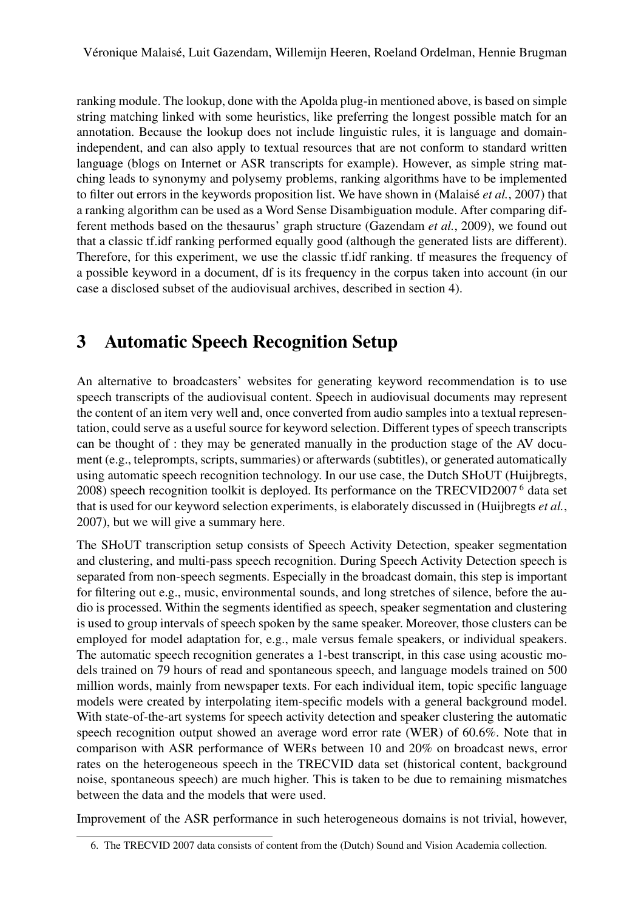ranking module. The lookup, done with the Apolda plug-in mentioned above, is based on simple string matching linked with some heuristics, like preferring the longest possible match for an annotation. Because the lookup does not include linguistic rules, it is language and domain-independent, and can also apply to textual resources that are not conform to standard written language (blogs on Internet or ASR transcripts for example). However, as simple string matching leads to synonymy and polysemy problems, ranking algorithms have to be implemented to filter out errors in the keywords proposition list. We have shown in (Malaisé *et al.*, 2007) that a ranking algorithm can be used as a Word Sense Disambiguation module. After comparing different methods based on the thesaurus' graph structure (Gazendam *et al.*, 2009), we found out that a classic tf.idf ranking performed equally good (although the generated lists are different). Therefore, for this experiment, we use the classic tf.idf ranking. tf measures the frequency of a possible keyword in a document, df is its frequency in the corpus taken into account (in our case a disclosed subset of the audiovisual archives, described in section 4).

## 3 Automatic Speech Recognition Setup

An alternative to broadcasters' websites for generating keyword recommendation is to use speech transcripts of the audiovisual content. Speech in audiovisual documents may represent the content of an item very well and, once converted from audio samples into a textual representation, could serve as a useful source for keyword selection. Different types of speech transcripts can be thought of : they may be generated manually in the production stage of the AV document (e.g., teleprompts, scripts, summaries) or afterwards (subtitles), or generated automatically using automatic speech recognition technology. In our use case, the Dutch SHoUT (Huijbregts, 2008) speech recognition toolkit is deployed. Its performance on the TRECVID2007 [6] data set that is used for our keyword selection experiments, is elaborately discussed in (Huijbregts *et al.*, 2007), but we will give a summary here.

The SHoUT transcription setup consists of Speech Activity Detection, speaker segmentation and clustering, and multi-pass speech recognition. During Speech Activity Detection speech is separated from non-speech segments. Especially in the broadcast domain, this step is important for filtering out e.g., music, environmental sounds, and long stretches of silence, before the audio is processed. Within the segments identified as speech, speaker segmentation and clustering is used to group intervals of speech spoken by the same speaker. Moreover, those clusters can be employed for model adaptation for, e.g., male versus female speakers, or individual speakers. The automatic speech recognition generates a 1-best transcript, in this case using acoustic models trained on 79 hours of read and spontaneous speech, and language models trained on 500 million words, mainly from newspaper texts. For each individual item, topic specific language models were created by interpolating item-specific models with a general background model. With state-of-the-art systems for speech activity detection and speaker clustering the automatic speech recognition output showed an average word error rate (WER) of 60.6%. Note that in comparison with ASR performance of WERs between 10 and 20% on broadcast news, error rates on the heterogeneous speech in the TRECVID data set (historical content, background noise, spontaneous speech) are much higher. This is taken to be due to remaining mismatches between the data and the models that were used.

Improvement of the ASR performance in such heterogeneous domains is not trivial, however,

6. The TRECVID 2007 data consists of content from the (Dutch) Sound and Vision Academia collection.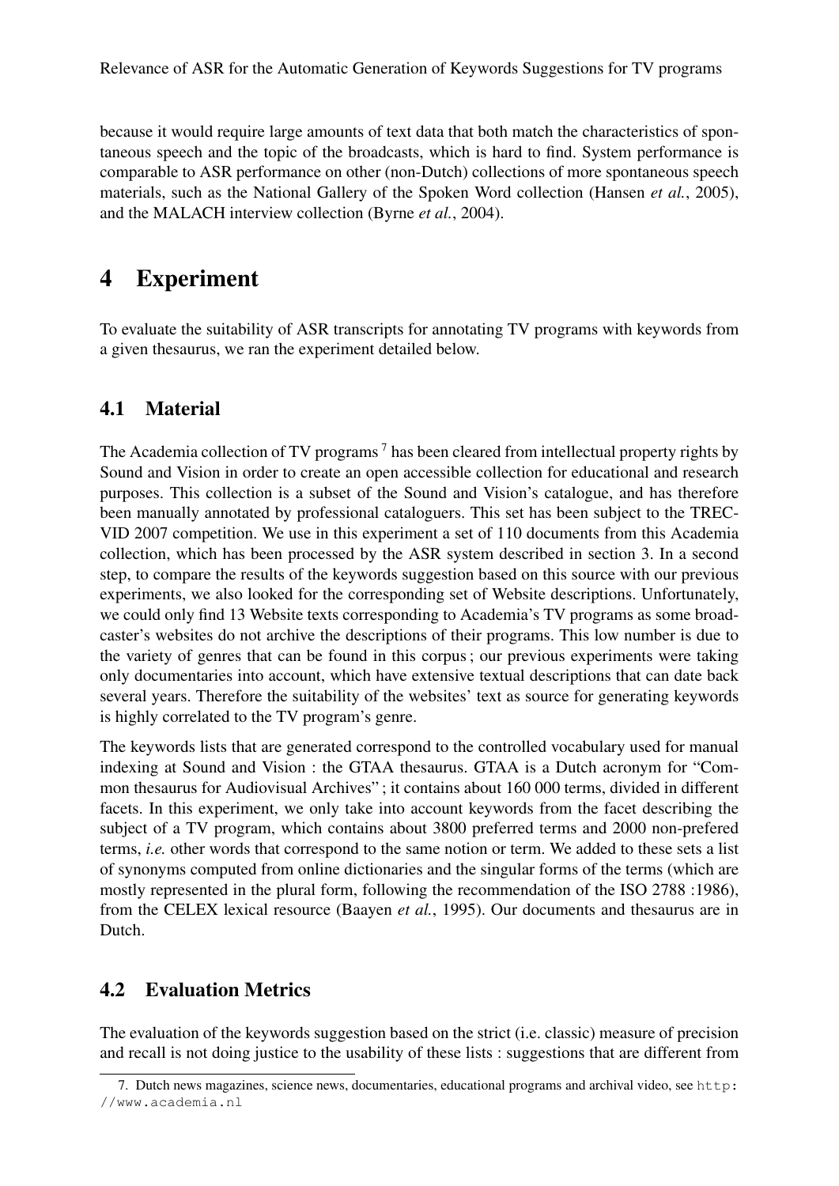because it would require large amounts of text data that both match the characteristics of spontaneous speech and the topic of the broadcasts, which is hard to find. System performance is comparable to ASR performance on other (non-Dutch) collections of more spontaneous speech materials, such as the National Gallery of the Spoken Word collection (Hansen *et al.*, 2005), and the MALACH interview collection (Byrne *et al.*, 2004).

# 4 Experiment

To evaluate the suitability of ASR transcripts for annotating TV programs with keywords from a given thesaurus, we ran the experiment detailed below.

## 4.1 Material

The Academia collection of TV programs [7] has been cleared from intellectual property rights by Sound and Vision in order to create an open accessible collection for educational and research purposes. This collection is a subset of the Sound and Vision's catalogue, and has therefore been manually annotated by professional cataloguers. This set has been subject to the TREC-VID 2007 competition. We use in this experiment a set of 110 documents from this Academia collection, which has been processed by the ASR system described in section 3. In a second step, to compare the results of the keywords suggestion based on this source with our previous experiments, we also looked for the corresponding set of Website descriptions. Unfortunately, we could only find 13 Website texts corresponding to Academia's TV programs as some broadcaster's websites do not archive the descriptions of their programs. This low number is due to the variety of genres that can be found in this corpus ; our previous experiments were taking only documentaries into account, which have extensive textual descriptions that can date back several years. Therefore the suitability of the websites' text as source for generating keywords is highly correlated to the TV program's genre.

The keywords lists that are generated correspond to the controlled vocabulary used for manual indexing at Sound and Vision : the GTAA thesaurus. GTAA is a Dutch acronym for "Common thesaurus for Audiovisual Archives" ; it contains about 160 000 terms, divided in different facets. In this experiment, we only take into account keywords from the facet describing the subject of a TV program, which contains about 3800 preferred terms and 2000 non-prefered terms, *i.e.* other words that correspond to the same notion or term. We added to these sets a list of synonyms computed from online dictionaries and the singular forms of the terms (which are mostly represented in the plural form, following the recommendation of the ISO 2788 :1986), from the CELEX lexical resource (Baayen *et al.*, 1995). Our documents and thesaurus are in Dutch.

## 4.2 Evaluation Metrics

The evaluation of the keywords suggestion based on the strict (i.e. classic) measure of precision and recall is not doing justice to the usability of these lists : suggestions that are different from

7. Dutch news magazines, science news, documentaries, educational programs and archival video, see http://www.academia.nl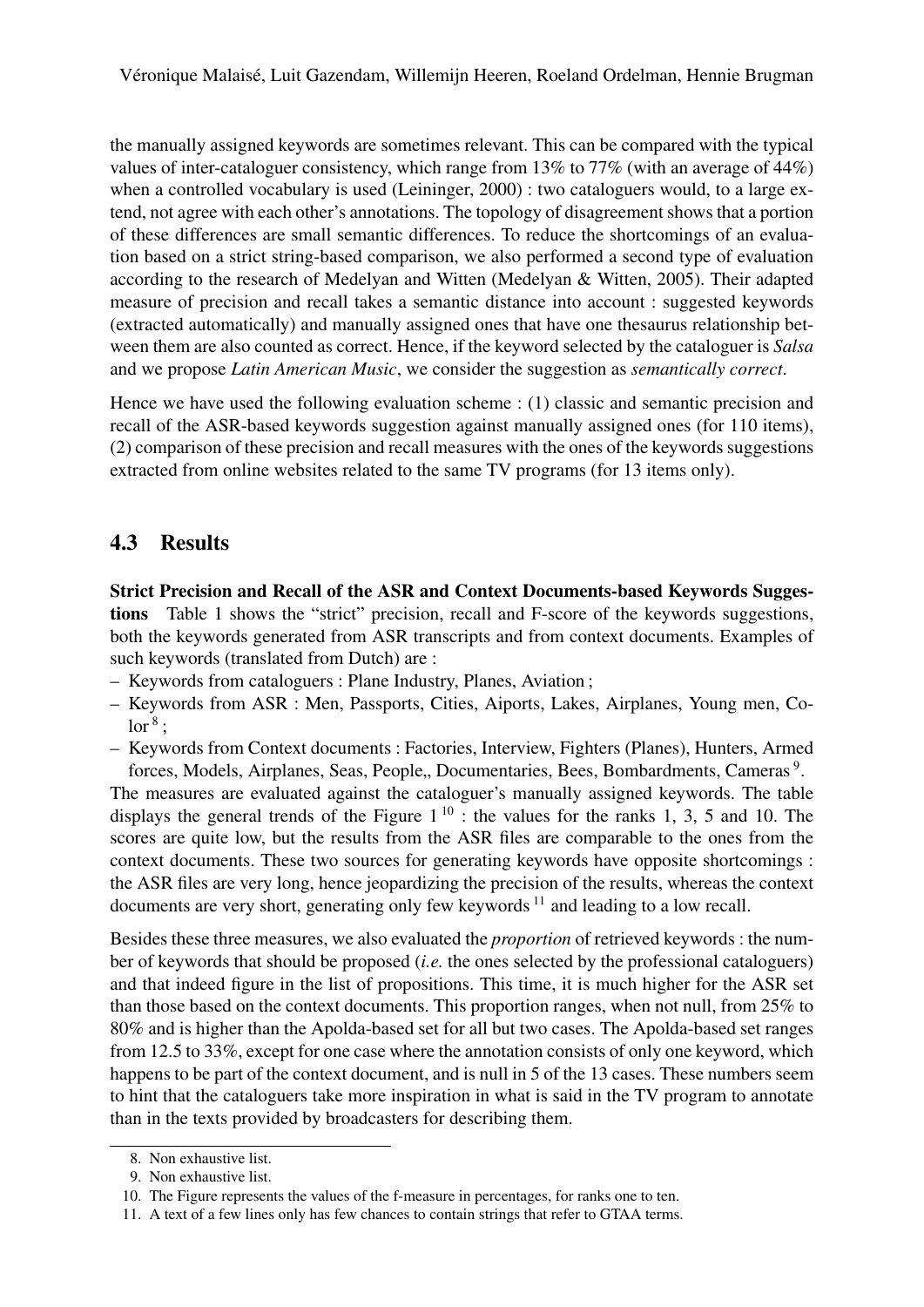the manually assigned keywords are sometimes relevant. This can be compared with the typical values of inter-cataloguer consistency, which range from 13% to 77% (with an average of 44%) when a controlled vocabulary is used (Leininger, 2000) : two cataloguers would, to a large extend, not agree with each other's annotations. The topology of disagreement shows that a portion of these differences are small semantic differences. To reduce the shortcomings of an evaluation based on a strict string-based comparison, we also performed a second type of evaluation according to the research of Medelyan and Witten (Medelyan & Witten, 2005). Their adapted measure of precision and recall takes a semantic distance into account : suggested keywords (extracted automatically) and manually assigned ones that have one thesaurus relationship between them are also counted as correct. Hence, if the keyword selected by the cataloguer is *Salsa* and we propose *Latin American Music*, we consider the suggestion as *semantically correct*.

Hence we have used the following evaluation scheme : (1) classic and semantic precision and recall of the ASR-based keywords suggestion against manually assigned ones (for 110 items), (2) comparison of these precision and recall measures with the ones of the keywords suggestions extracted from online websites related to the same TV programs (for 13 items only).

## 4.3 Results

**Strict Precision and Recall of the ASR and Context Documents-based Keywords Suggestions** Table 1 shows the "strict" precision, recall and F-score of the keywords suggestions, both the keywords generated from ASR transcripts and from context documents. Examples of such keywords (translated from Dutch) are :

- Keywords from cataloguers : Plane Industry, Planes, Aviation ;
- Keywords from ASR : Men, Passports, Cities, Aiports, Lakes, Airplanes, Young men, Color [8] ;
- Keywords from Context documents : Factories, Interview, Fighters (Planes), Hunters, Armed forces, Models, Airplanes, Seas, People,, Documentaries, Bees, Bombardments, Cameras [9].

The measures are evaluated against the cataloguer's manually assigned keywords. The table displays the general trends of the Figure 1 [10] : the values for the ranks 1, 3, 5 and 10. The scores are quite low, but the results from the ASR files are comparable to the ones from the context documents. These two sources for generating keywords have opposite shortcomings : the ASR files are very long, hence jeopardizing the precision of the results, whereas the context documents are very short, generating only few keywords [11] and leading to a low recall.

Besides these three measures, we also evaluated the *proportion* of retrieved keywords : the number of keywords that should be proposed (*i.e.* the ones selected by the professional cataloguers) and that indeed figure in the list of propositions. This time, it is much higher for the ASR set than those based on the context documents. This proportion ranges, when not null, from 25% to 80% and is higher than the Apolda-based set for all but two cases. The Apolda-based set ranges from 12.5 to 33%, except for one case where the annotation consists of only one keyword, which happens to be part of the context document, and is null in 5 of the 13 cases. These numbers seem to hint that the cataloguers take more inspiration in what is said in the TV program to annotate than in the texts provided by broadcasters for describing them.

8. Non exhaustive list.
9. Non exhaustive list.
10. The Figure represents the values of the f-measure in percentages, for ranks one to ten.
11. A text of a few lines only has few chances to contain strings that refer to GTAA terms.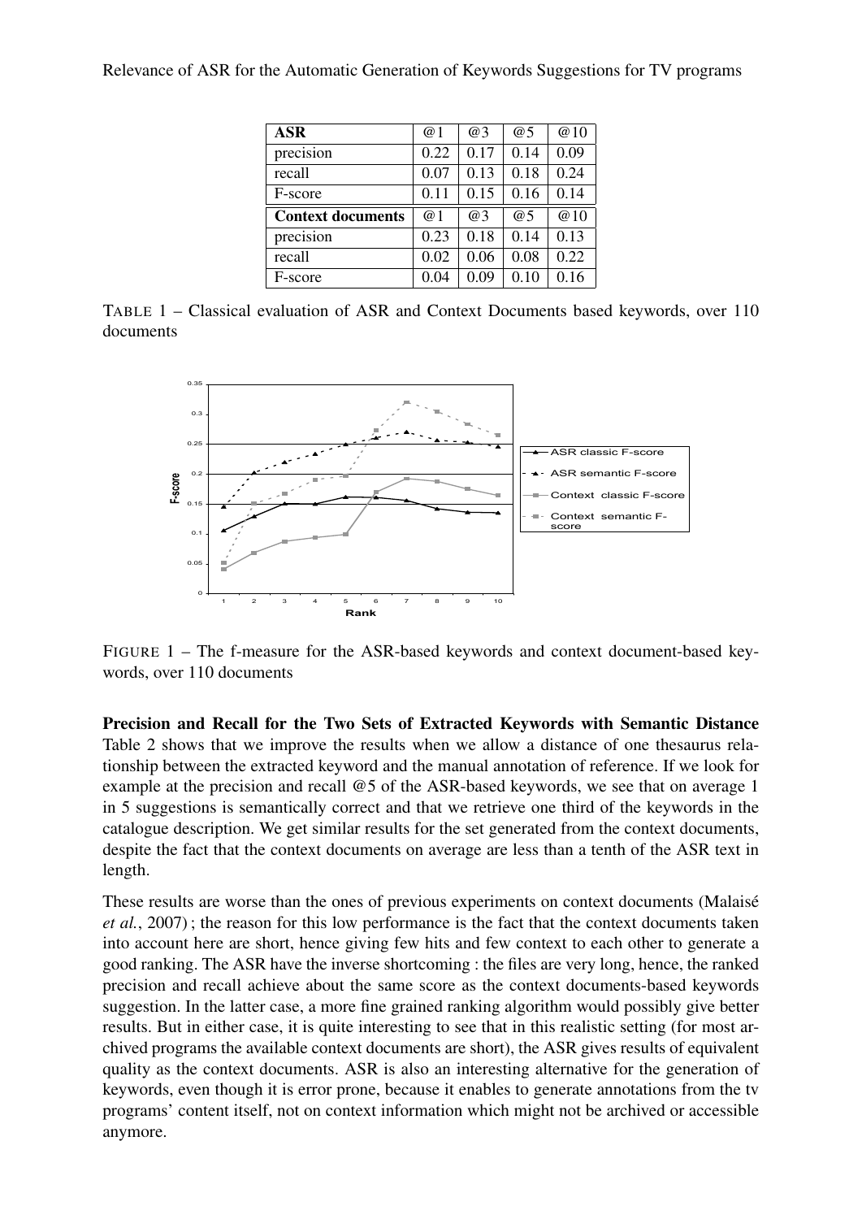| ASR | @1 | @3 | @5 | @10 |
|---|---|---|---|---|
| precision | 0.22 | 0.17 | 0.14 | 0.09 |
| recall | 0.07 | 0.13 | 0.18 | 0.24 |
| F-score | 0.11 | 0.15 | 0.16 | 0.14 |
| **Context documents** | @1 | @3 | @5 | @10 |
| precision | 0.23 | 0.18 | 0.14 | 0.13 |
| recall | 0.02 | 0.06 | 0.08 | 0.22 |
| F-score | 0.04 | 0.09 | 0.10 | 0.16 |

TABLE 1 – Classical evaluation of ASR and Context Documents based keywords, over 110 documents

FIGURE 1 – The f-measure for the ASR-based keywords and context document-based keywords, over 110 documents

**Precision and Recall for the Two Sets of Extracted Keywords with Semantic Distance** Table 2 shows that we improve the results when we allow a distance of one thesaurus relationship between the extracted keyword and the manual annotation of reference. If we look for example at the precision and recall @5 of the ASR-based keywords, we see that on average 1 in 5 suggestions is semantically correct and that we retrieve one third of the keywords in the catalogue description. We get similar results for the set generated from the context documents, despite the fact that the context documents on average are less than a tenth of the ASR text in length.

These results are worse than the ones of previous experiments on context documents (Malaisé *et al.*, 2007) ; the reason for this low performance is the fact that the context documents taken into account here are short, hence giving few hits and few context to each other to generate a good ranking. The ASR have the inverse shortcoming : the files are very long, hence, the ranked precision and recall achieve about the same score as the context documents-based keywords suggestion. In the latter case, a more fine grained ranking algorithm would possibly give better results. But in either case, it is quite interesting to see that in this realistic setting (for most archived programs the available context documents are short), the ASR gives results of equivalent quality as the context documents. ASR is also an interesting alternative for the generation of keywords, even though it is error prone, because it enables to generate annotations from the tv programs' content itself, not on context information which might not be archived or accessible anymore.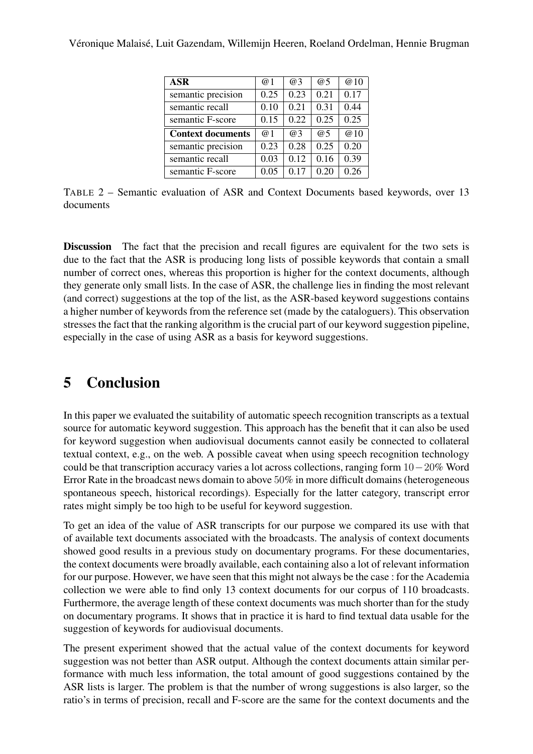| **ASR** | @1 | @3 | @5 | @10 |
|---|---|---|---|---|
| semantic precision | 0.25 | 0.23 | 0.21 | 0.17 |
| semantic recall | 0.10 | 0.21 | 0.31 | 0.44 |
| semantic F-score | 0.15 | 0.22 | 0.25 | 0.25 |
| **Context documents** | @1 | @3 | @5 | @10 |
| semantic precision | 0.23 | 0.28 | 0.25 | 0.20 |
| semantic recall | 0.03 | 0.12 | 0.16 | 0.39 |
| semantic F-score | 0.05 | 0.17 | 0.20 | 0.26 |

TABLE 2 – Semantic evaluation of ASR and Context Documents based keywords, over 13 documents

**Discussion** The fact that the precision and recall figures are equivalent for the two sets is due to the fact that the ASR is producing long lists of possible keywords that contain a small number of correct ones, whereas this proportion is higher for the context documents, although they generate only small lists. In the case of ASR, the challenge lies in finding the most relevant (and correct) suggestions at the top of the list, as the ASR-based keyword suggestions contains a higher number of keywords from the reference set (made by the cataloguers). This observation stresses the fact that the ranking algorithm is the crucial part of our keyword suggestion pipeline, especially in the case of using ASR as a basis for keyword suggestions.

# 5 Conclusion

In this paper we evaluated the suitability of automatic speech recognition transcripts as a textual source for automatic keyword suggestion. This approach has the benefit that it can also be used for keyword suggestion when audiovisual documents cannot easily be connected to collateral textual context, e.g., on the web. A possible caveat when using speech recognition technology could be that transcription accuracy varies a lot across collections, ranging form $10-20\%$ Word Error Rate in the broadcast news domain to above $50\%$ in more difficult domains (heterogeneous spontaneous speech, historical recordings). Especially for the latter category, transcript error rates might simply be too high to be useful for keyword suggestion.

To get an idea of the value of ASR transcripts for our purpose we compared its use with that of available text documents associated with the broadcasts. The analysis of context documents showed good results in a previous study on documentary programs. For these documentaries, the context documents were broadly available, each containing also a lot of relevant information for our purpose. However, we have seen that this might not always be the case : for the Academia collection we were able to find only 13 context documents for our corpus of 110 broadcasts. Furthermore, the average length of these context documents was much shorter than for the study on documentary programs. It shows that in practice it is hard to find textual data usable for the suggestion of keywords for audiovisual documents.

The present experiment showed that the actual value of the context documents for keyword suggestion was not better than ASR output. Although the context documents attain similar performance with much less information, the total amount of good suggestions contained by the ASR lists is larger. The problem is that the number of wrong suggestions is also larger, so the ratio's in terms of precision, recall and F-score are the same for the context documents and the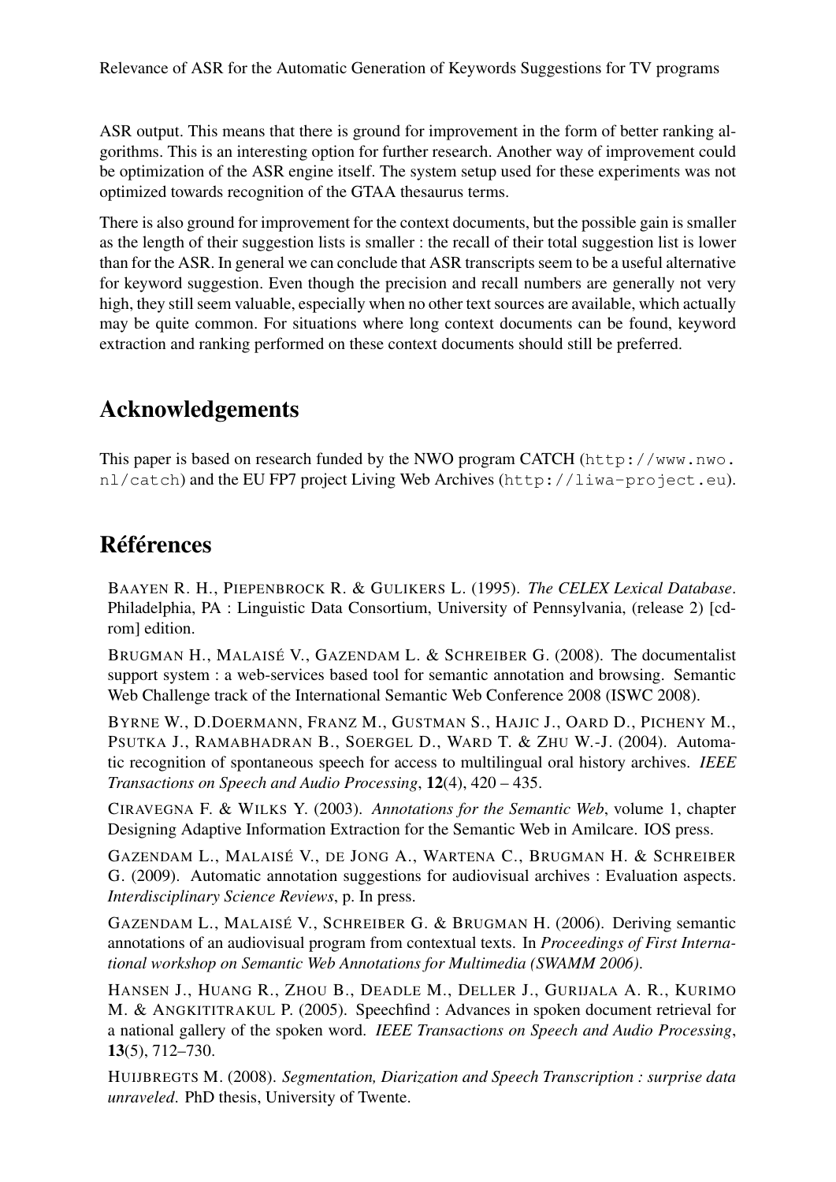ASR output. This means that there is ground for improvement in the form of better ranking algorithms. This is an interesting option for further research. Another way of improvement could be optimization of the ASR engine itself. The system setup used for these experiments was not optimized towards recognition of the GTAA thesaurus terms.

There is also ground for improvement for the context documents, but the possible gain is smaller as the length of their suggestion lists is smaller : the recall of their total suggestion list is lower than for the ASR. In general we can conclude that ASR transcripts seem to be a useful alternative for keyword suggestion. Even though the precision and recall numbers are generally not very high, they still seem valuable, especially when no other text sources are available, which actually may be quite common. For situations where long context documents can be found, keyword extraction and ranking performed on these context documents should still be preferred.

## Acknowledgements

This paper is based on research funded by the NWO program CATCH (`http://www.nwo.nl/catch`) and the EU FP7 project Living Web Archives (`http://liwa-project.eu`).

## Références

BAAYEN R. H., PIEPENBROCK R. & GULIKERS L. (1995). *The CELEX Lexical Database*. Philadelphia, PA : Linguistic Data Consortium, University of Pennsylvania, (release 2) [cd-rom] edition.

BRUGMAN H., MALAISÉ V., GAZENDAM L. & SCHREIBER G. (2008). The documentalist support system : a web-services based tool for semantic annotation and browsing. Semantic Web Challenge track of the International Semantic Web Conference 2008 (ISWC 2008).

BYRNE W., D.DOERMANN, FRANZ M., GUSTMAN S., HAJIC J., OARD D., PICHENY M., PSUTKA J., RAMABHADRAN B., SOERGEL D., WARD T. & ZHU W.-J. (2004). Automatic recognition of spontaneous speech for access to multilingual oral history archives. *IEEE Transactions on Speech and Audio Processing*, **12**(4), 420 – 435.

CIRAVEGNA F. & WILKS Y. (2003). *Annotations for the Semantic Web*, volume 1, chapter Designing Adaptive Information Extraction for the Semantic Web in Amilcare. IOS press.

GAZENDAM L., MALAISÉ V., DE JONG A., WARTENA C., BRUGMAN H. & SCHREIBER G. (2009). Automatic annotation suggestions for audiovisual archives : Evaluation aspects. *Interdisciplinary Science Reviews*, p. In press.

GAZENDAM L., MALAISÉ V., SCHREIBER G. & BRUGMAN H. (2006). Deriving semantic annotations of an audiovisual program from contextual texts. In *Proceedings of First International workshop on Semantic Web Annotations for Multimedia (SWAMM 2006)*.

HANSEN J., HUANG R., ZHOU B., DEADLE M., DELLER J., GURIJALA A. R., KURIMO M. & ANGKITITRAKUL P. (2005). Speechfind : Advances in spoken document retrieval for a national gallery of the spoken word. *IEEE Transactions on Speech and Audio Processing*, **13**(5), 712–730.

HUIJBREGTS M. (2008). *Segmentation, Diarization and Speech Transcription : surprise data unraveled*. PhD thesis, University of Twente.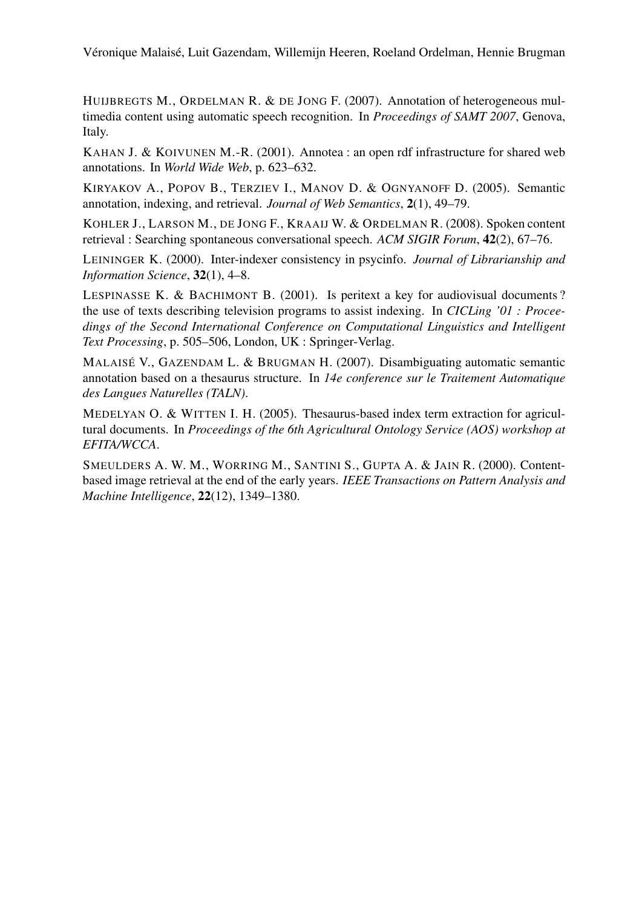HUIJBREGTS M., ORDELMAN R. & DE JONG F. (2007). Annotation of heterogeneous multimedia content using automatic speech recognition. In *Proceedings of SAMT 2007*, Genova, Italy.

KAHAN J. & KOIVUNEN M.-R. (2001). Annotea : an open rdf infrastructure for shared web annotations. In *World Wide Web*, p. 623–632.

KIRYAKOV A., POPOV B., TERZIEV I., MANOV D. & OGNYANOFF D. (2005). Semantic annotation, indexing, and retrieval. *Journal of Web Semantics*, **2**(1), 49–79.

KOHLER J., LARSON M., DE JONG F., KRAAIJ W. & ORDELMAN R. (2008). Spoken content retrieval : Searching spontaneous conversational speech. *ACM SIGIR Forum*, **42**(2), 67–76.

LEININGER K. (2000). Inter-indexer consistency in psycinfo. *Journal of Librarianship and Information Science*, **32**(1), 4–8.

LESPINASSE K. & BACHIMONT B. (2001). Is peritext a key for audiovisual documents ? the use of texts describing television programs to assist indexing. In *CICLing '01 : Proceedings of the Second International Conference on Computational Linguistics and Intelligent Text Processing*, p. 505–506, London, UK : Springer-Verlag.

MALAISÉ V., GAZENDAM L. & BRUGMAN H. (2007). Disambiguating automatic semantic annotation based on a thesaurus structure. In *14e conference sur le Traitement Automatique des Langues Naturelles (TALN)*.

MEDELYAN O. & WITTEN I. H. (2005). Thesaurus-based index term extraction for agricultural documents. In *Proceedings of the 6th Agricultural Ontology Service (AOS) workshop at EFITA/WCCA*.

SMEULDERS A. W. M., WORRING M., SANTINI S., GUPTA A. & JAIN R. (2000). Content-based image retrieval at the end of the early years. *IEEE Transactions on Pattern Analysis and Machine Intelligence*, **22**(12), 1349–1380.